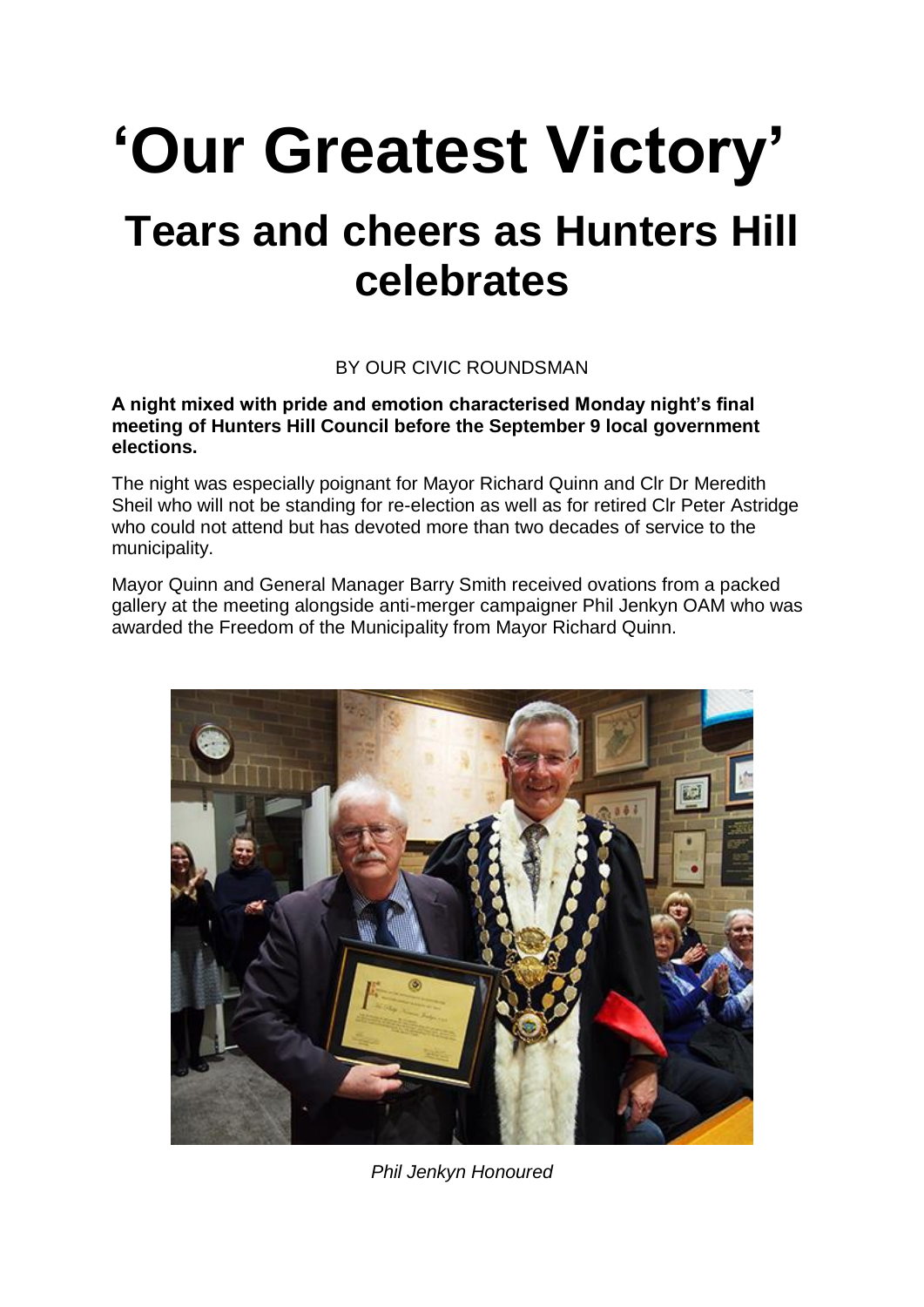# 'Our Greatest Victory'

## Tears and cheers as Hunters Hill celebrates

BY OUR CIVIC ROUNDSMAN

**A night mixed with pride and emotion characterised Monday night's final meeting of Hunters Hill Council before the September 9 local government elections.**

The night was especially poignant for Mayor Richard Quinn and Clr Dr Meredith Sheil who will not be standing for re-election as well as for retired Clr Peter Astridge who could not attend but has devoted more than two decades of service to the municipality.

Mayor Quinn and General Manager Barry Smith received ovations from a packed gallery at the meeting alongside anti-merger campaigner Phil Jenkyn OAM who was awarded the Freedom of the Municipality from Mayor Richard Quinn.

*Phil Jenkyn Honoured*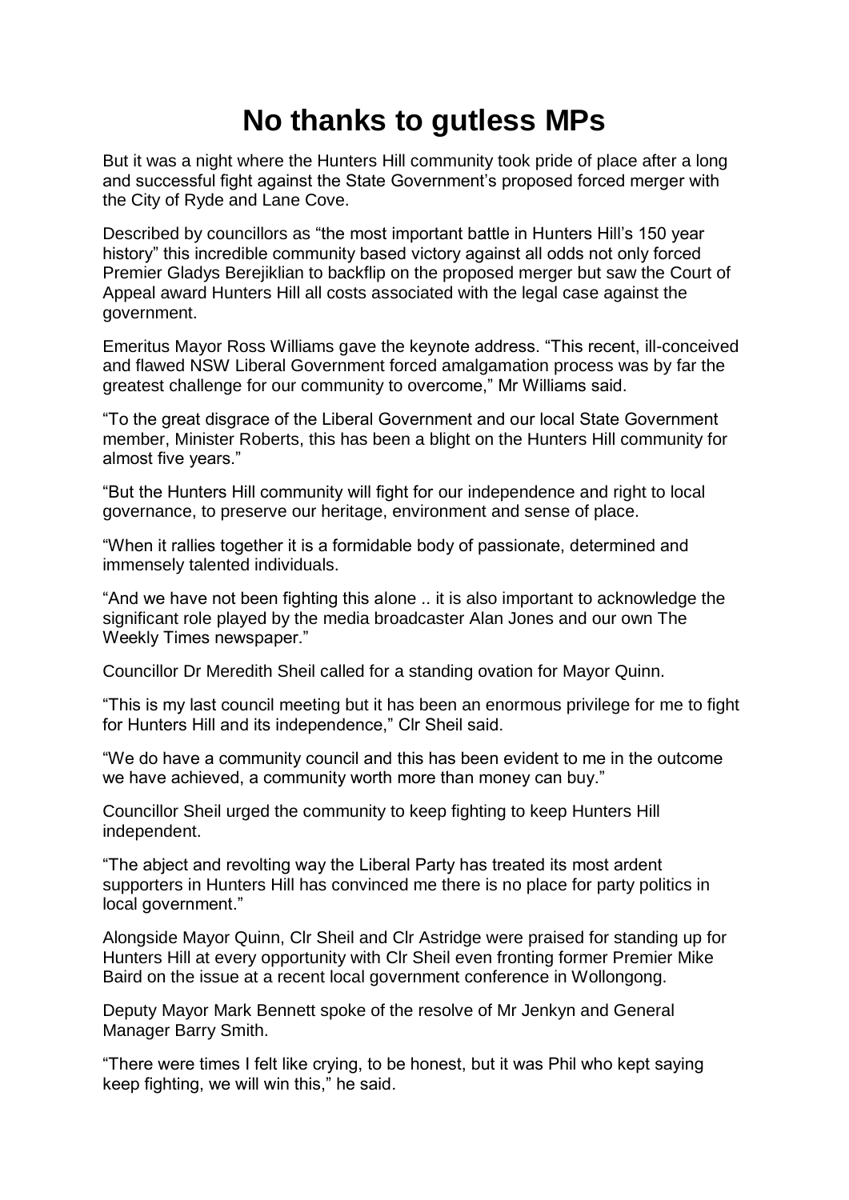# No thanks to gutless MPs

But it was a night where the Hunters Hill community took pride of place after a long and successful fight against the State Government's proposed forced merger with the City of Ryde and Lane Cove.

Described by councillors as "the most important battle in Hunters Hill's 150 year history" this incredible community based victory against all odds not only forced Premier Gladys Berejiklian to backflip on the proposed merger but saw the Court of Appeal award Hunters Hill all costs associated with the legal case against the government.

Emeritus Mayor Ross Williams gave the keynote address. "This recent, ill-conceived and flawed NSW Liberal Government forced amalgamation process was by far the greatest challenge for our community to overcome," Mr Williams said.

"To the great disgrace of the Liberal Government and our local State Government member, Minister Roberts, this has been a blight on the Hunters Hill community for almost five years."

"But the Hunters Hill community will fight for our independence and right to local governance, to preserve our heritage, environment and sense of place.

"When it rallies together it is a formidable body of passionate, determined and immensely talented individuals.

"And we have not been fighting this alone .. it is also important to acknowledge the significant role played by the media broadcaster Alan Jones and our own The Weekly Times newspaper."

Councillor Dr Meredith Sheil called for a standing ovation for Mayor Quinn.

"This is my last council meeting but it has been an enormous privilege for me to fight for Hunters Hill and its independence," Clr Sheil said.

"We do have a community council and this has been evident to me in the outcome we have achieved, a community worth more than money can buy."

Councillor Sheil urged the community to keep fighting to keep Hunters Hill independent.

"The abject and revolting way the Liberal Party has treated its most ardent supporters in Hunters Hill has convinced me there is no place for party politics in local government."

Alongside Mayor Quinn, Clr Sheil and Clr Astridge were praised for standing up for Hunters Hill at every opportunity with Clr Sheil even fronting former Premier Mike Baird on the issue at a recent local government conference in Wollongong.

Deputy Mayor Mark Bennett spoke of the resolve of Mr Jenkyn and General Manager Barry Smith.

"There were times I felt like crying, to be honest, but it was Phil who kept saying keep fighting, we will win this," he said.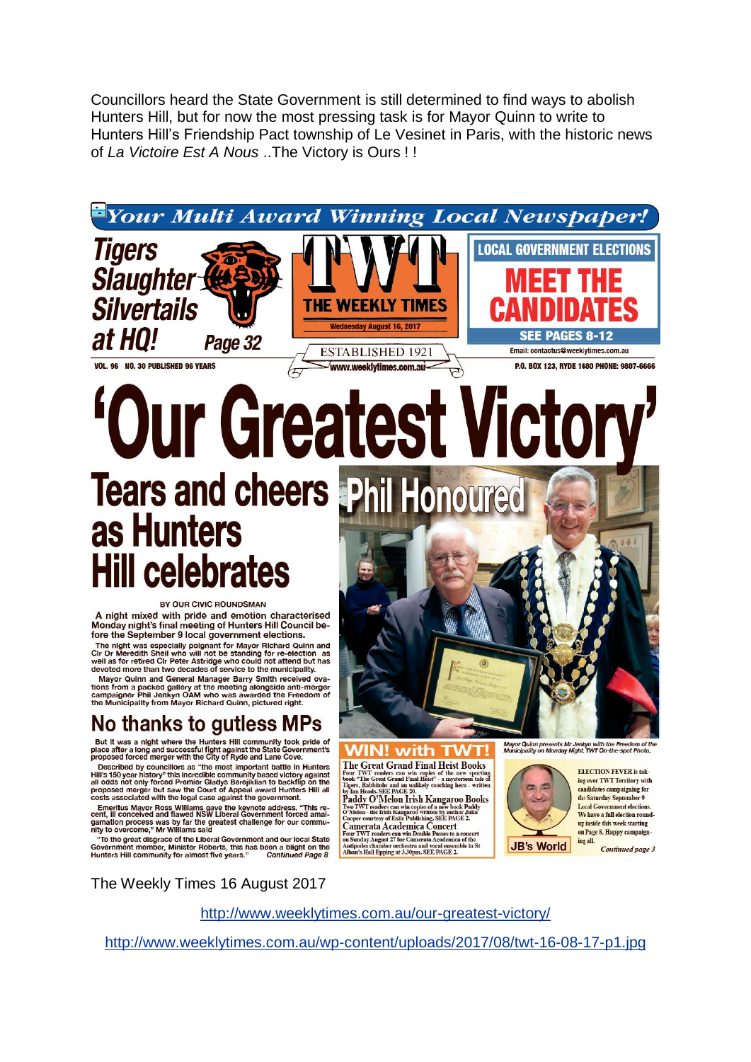Councillors heard the State Government is still determined to find ways to abolish Hunters Hill, but for now the most pressing task is for Mayor Quinn to write to Hunters Hill's Friendship Pact township of Le Vesinet in Paris, with the historic news of *La Victoire Est A Nous* ..The Victory is Ours ! !

Your Multi Award Winning Local Newspaper!

**Tigers Slaughter Silvertails at HQ!** Page 32

**TWT THE WEEKLY TIMES**
Wednesday August 16, 2017
ESTABLISHED 1921
www.weeklytimes.com.au

**LOCAL GOVERNMENT ELECTIONS**
**MEET THE CANDIDATES**
SEE PAGES 8-12
Email: contactus@weeklytimes.com.au

VOL. 96 NO. 30 PUBLISHED 96 YEARS

P.O. BOX 123, RYDE 1680 PHONE: 9807-6666

# 'Our Greatest Victory'

## Tears and cheers as Hunters Hill celebrates

BY OUR CIVIC ROUNDSMAN

**A night mixed with pride and emotion characterised Monday night's final meeting of Hunters Hill Council before the September 9 local government elections.**

The night was especially poignant for Mayor Richard Quinn and Clr Dr Meredith Sheil who will not be standing for re-election as well as for retired Clr Peter Astridge who could not attend but has devoted more than two decades of service to the municipality.

Mayor Quinn and General Manager Barry Smith received ovations from a packed gallery at the meeting alongside anti-merger campaigner Phil Jenkyn OAM who was awarded the Freedom of the Municipality from Mayor Richard Quinn, pictured right.

## No thanks to gutless MPs

But it was a night where the Hunters Hill community took pride of place after a long and successful fight against the State Government's proposed forced merger with the City of Ryde and Lane Cove.

Described by councillors as "the most important battle in Hunters Hill's 150 year history" this incredible community based victory against all odds not only forced Premier Gladys Berejiklian to backflip on the proposed merger but saw the Court of Appeal award Hunters Hill all costs associated with the legal case against the government.

Emeritus Mayor Ross Williams gave the keynote address. "This recent, ill conceived and flawed NSW Liberal Government forced amalgamation process was by far the greatest challenge for our community to overcome," Mr Williams said

"To the great disgrace of the Liberal Government and our local State Government member, Minister Roberts, this has been a blight on the Hunters Hill community for almost five years." *Continued Page 8*

**Phil Honoured**

*Mayor Quinn presents Mr Jenkyn with the Freedom of the Municipality on Monday Night. TWT On-the-spot Photo.*

**WIN! with TWT!**

**The Great Grand Final Heist Books**
Four TWT readers can win copies of the new sporting book "The Great Grand Final Heist" - a mysterious tale of Tigers, Rabbitohs and an unlikely coaching hero - written by Ian Heads. SEE PAGE 30.

**Paddy O'Melon Irish Kangaroo Books**
Two TWT readers can win copies of a new book Paddy O'Melon - the Irish Kangaroo written by author Julia Cooper courtesy of Exile Publishing. SEE PAGE 2.

**Camerata Academica Concert**
Four TWT readers can win Double Passes to a concert on Sunday August 27 for Camerata Academica of the Antipodes chamber orchestra and vocal ensemble in St Alban's Hall Epping at 3.30pm. SEE PAGE 2.

**JB's World**

ELECTION FEVER is taking over TWT Territory with candidates campaigning for the Saturday September 9 Local Government elections. We have a full election round-up inside this week starting on Page 8. Happy campaigning all. *Continued page 3*

The Weekly Times 16 August 2017

http://www.weeklytimes.com.au/our-greatest-victory/

http://www.weeklytimes.com.au/wp-content/uploads/2017/08/twt-16-08-17-p1.jpg